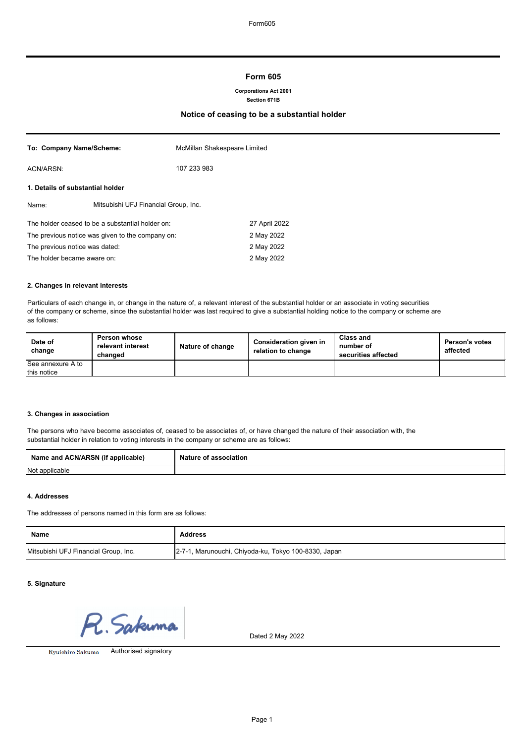# Form 605

**Corporations Act 2001**
**Section 671B**

## Notice of ceasing to be a substantial holder

| | |
|---|---|
| **To: Company Name/Scheme:** | McMillan Shakespeare Limited |
| ACN/ARSN: | 107 233 983 |

### 1. Details of substantial holder

Name: Mitsubishi UFJ Financial Group, Inc.

| | |
|---|---|
| The holder ceased to be a substantial holder on: | 27 April 2022 |
| The previous notice was given to the company on: | 2 May 2022 |
| The previous notice was dated: | 2 May 2022 |
| The holder became aware on: | 2 May 2022 |

### 2. Changes in relevant interests

Particulars of each change in, or change in the nature of, a relevant interest of the substantial holder or an associate in voting securities of the company or scheme, since the substantial holder was last required to give a substantial holding notice to the company or scheme are as follows:

| Date of change | Person whose relevant interest changed | Nature of change | Consideration given in relation to change | Class and number of securities affected | Person's votes affected |
|---|---|---|---|---|---|
| See annexure A to this notice | | | | | |

### 3. Changes in association

The persons who have become associates of, ceased to be associates of, or have changed the nature of their association with, the substantial holder in relation to voting interests in the company or scheme are as follows:

| Name and ACN/ARSN (if applicable) | Nature of association |
|---|---|
| Not applicable | |

### 4. Addresses

The addresses of persons named in this form are as follows:

| Name | Address |
|---|---|
| Mitsubishi UFJ Financial Group, Inc. | 2-7-1, Marunouchi, Chiyoda-ku, Tokyo 100-8330, Japan |

### 5. Signature

R. Sakuma

Dated 2 May 2022

Ryuichiro Sakuma Authorised signatory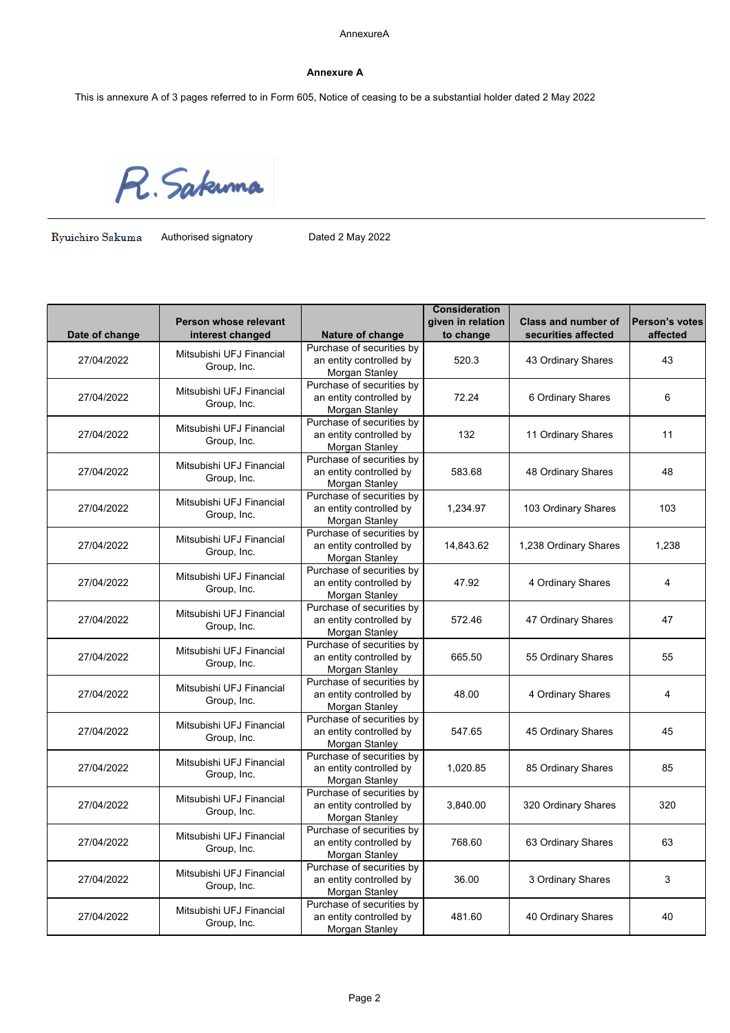## Annexure A

This is annexure A of 3 pages referred to in Form 605, Notice of ceasing to be a substantial holder dated 2 May 2022

R. Sakuma

Ryuichiro Sakuma | Authorised signatory | Dated 2 May 2022

| Date of change | Person whose relevant interest changed | Nature of change | Consideration given in relation to change | Class and number of securities affected | Person's votes affected |
|---|---|---|---|---|---|
| 27/04/2022 | Mitsubishi UFJ Financial Group, Inc. | Purchase of securities by an entity controlled by Morgan Stanley | 520.3 | 43 Ordinary Shares | 43 |
| 27/04/2022 | Mitsubishi UFJ Financial Group, Inc. | Purchase of securities by an entity controlled by Morgan Stanley | 72.24 | 6 Ordinary Shares | 6 |
| 27/04/2022 | Mitsubishi UFJ Financial Group, Inc. | Purchase of securities by an entity controlled by Morgan Stanley | 132 | 11 Ordinary Shares | 11 |
| 27/04/2022 | Mitsubishi UFJ Financial Group, Inc. | Purchase of securities by an entity controlled by Morgan Stanley | 583.68 | 48 Ordinary Shares | 48 |
| 27/04/2022 | Mitsubishi UFJ Financial Group, Inc. | Purchase of securities by an entity controlled by Morgan Stanley | 1,234.97 | 103 Ordinary Shares | 103 |
| 27/04/2022 | Mitsubishi UFJ Financial Group, Inc. | Purchase of securities by an entity controlled by Morgan Stanley | 14,843.62 | 1,238 Ordinary Shares | 1,238 |
| 27/04/2022 | Mitsubishi UFJ Financial Group, Inc. | Purchase of securities by an entity controlled by Morgan Stanley | 47.92 | 4 Ordinary Shares | 4 |
| 27/04/2022 | Mitsubishi UFJ Financial Group, Inc. | Purchase of securities by an entity controlled by Morgan Stanley | 572.46 | 47 Ordinary Shares | 47 |
| 27/04/2022 | Mitsubishi UFJ Financial Group, Inc. | Purchase of securities by an entity controlled by Morgan Stanley | 665.50 | 55 Ordinary Shares | 55 |
| 27/04/2022 | Mitsubishi UFJ Financial Group, Inc. | Purchase of securities by an entity controlled by Morgan Stanley | 48.00 | 4 Ordinary Shares | 4 |
| 27/04/2022 | Mitsubishi UFJ Financial Group, Inc. | Purchase of securities by an entity controlled by Morgan Stanley | 547.65 | 45 Ordinary Shares | 45 |
| 27/04/2022 | Mitsubishi UFJ Financial Group, Inc. | Purchase of securities by an entity controlled by Morgan Stanley | 1,020.85 | 85 Ordinary Shares | 85 |
| 27/04/2022 | Mitsubishi UFJ Financial Group, Inc. | Purchase of securities by an entity controlled by Morgan Stanley | 3,840.00 | 320 Ordinary Shares | 320 |
| 27/04/2022 | Mitsubishi UFJ Financial Group, Inc. | Purchase of securities by an entity controlled by Morgan Stanley | 768.60 | 63 Ordinary Shares | 63 |
| 27/04/2022 | Mitsubishi UFJ Financial Group, Inc. | Purchase of securities by an entity controlled by Morgan Stanley | 36.00 | 3 Ordinary Shares | 3 |
| 27/04/2022 | Mitsubishi UFJ Financial Group, Inc. | Purchase of securities by an entity controlled by Morgan Stanley | 481.60 | 40 Ordinary Shares | 40 |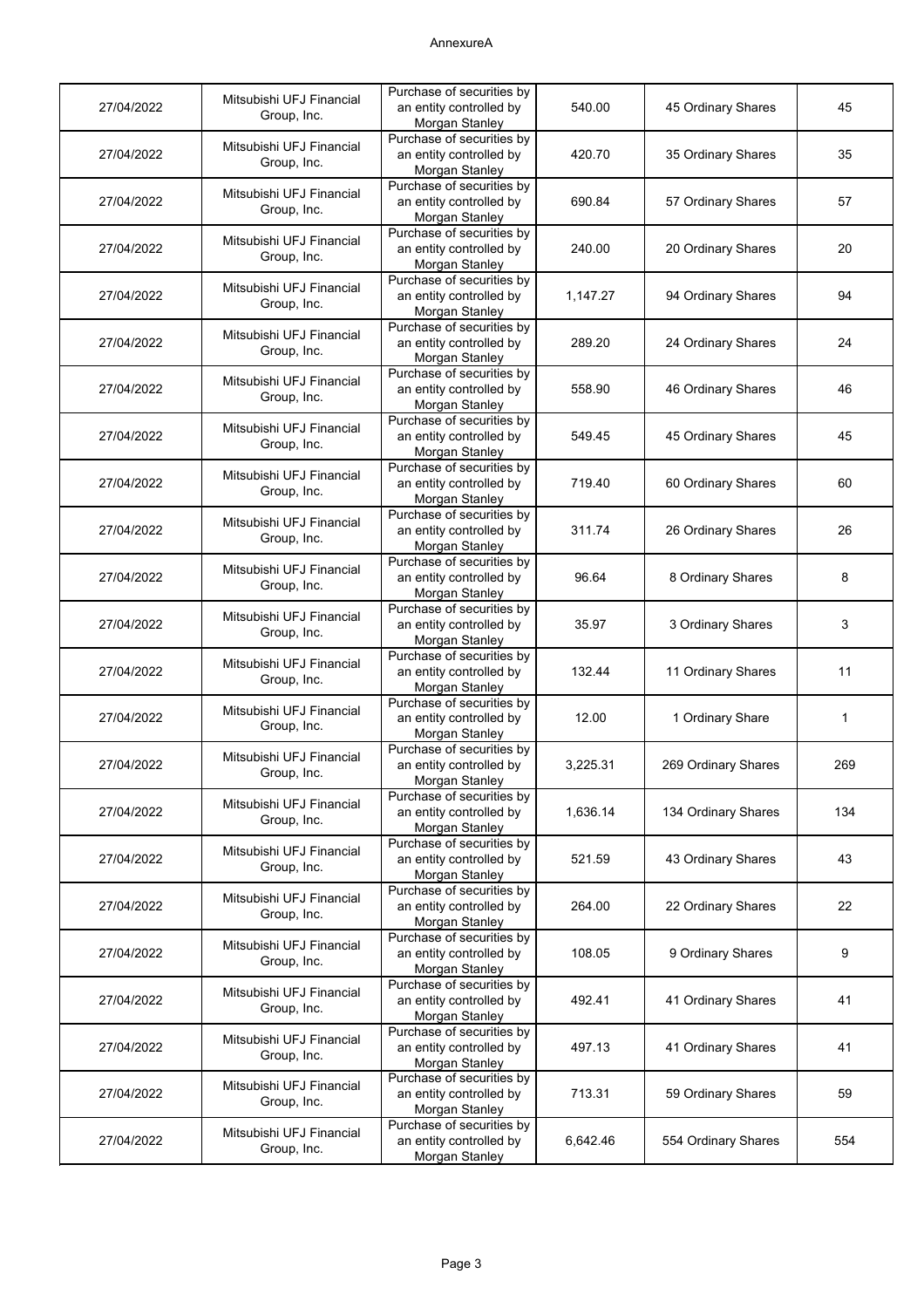| 27/04/2022 | Mitsubishi UFJ Financial Group, Inc. | Purchase of securities by an entity controlled by Morgan Stanley | 540.00 | 45 Ordinary Shares | 45 |
|---|---|---|---|---|---|
| 27/04/2022 | Mitsubishi UFJ Financial Group, Inc. | Purchase of securities by an entity controlled by Morgan Stanley | 420.70 | 35 Ordinary Shares | 35 |
| 27/04/2022 | Mitsubishi UFJ Financial Group, Inc. | Purchase of securities by an entity controlled by Morgan Stanley | 690.84 | 57 Ordinary Shares | 57 |
| 27/04/2022 | Mitsubishi UFJ Financial Group, Inc. | Purchase of securities by an entity controlled by Morgan Stanley | 240.00 | 20 Ordinary Shares | 20 |
| 27/04/2022 | Mitsubishi UFJ Financial Group, Inc. | Purchase of securities by an entity controlled by Morgan Stanley | 1,147.27 | 94 Ordinary Shares | 94 |
| 27/04/2022 | Mitsubishi UFJ Financial Group, Inc. | Purchase of securities by an entity controlled by Morgan Stanley | 289.20 | 24 Ordinary Shares | 24 |
| 27/04/2022 | Mitsubishi UFJ Financial Group, Inc. | Purchase of securities by an entity controlled by Morgan Stanley | 558.90 | 46 Ordinary Shares | 46 |
| 27/04/2022 | Mitsubishi UFJ Financial Group, Inc. | Purchase of securities by an entity controlled by Morgan Stanley | 549.45 | 45 Ordinary Shares | 45 |
| 27/04/2022 | Mitsubishi UFJ Financial Group, Inc. | Purchase of securities by an entity controlled by Morgan Stanley | 719.40 | 60 Ordinary Shares | 60 |
| 27/04/2022 | Mitsubishi UFJ Financial Group, Inc. | Purchase of securities by an entity controlled by Morgan Stanley | 311.74 | 26 Ordinary Shares | 26 |
| 27/04/2022 | Mitsubishi UFJ Financial Group, Inc. | Purchase of securities by an entity controlled by Morgan Stanley | 96.64 | 8 Ordinary Shares | 8 |
| 27/04/2022 | Mitsubishi UFJ Financial Group, Inc. | Purchase of securities by an entity controlled by Morgan Stanley | 35.97 | 3 Ordinary Shares | 3 |
| 27/04/2022 | Mitsubishi UFJ Financial Group, Inc. | Purchase of securities by an entity controlled by Morgan Stanley | 132.44 | 11 Ordinary Shares | 11 |
| 27/04/2022 | Mitsubishi UFJ Financial Group, Inc. | Purchase of securities by an entity controlled by Morgan Stanley | 12.00 | 1 Ordinary Share | 1 |
| 27/04/2022 | Mitsubishi UFJ Financial Group, Inc. | Purchase of securities by an entity controlled by Morgan Stanley | 3,225.31 | 269 Ordinary Shares | 269 |
| 27/04/2022 | Mitsubishi UFJ Financial Group, Inc. | Purchase of securities by an entity controlled by Morgan Stanley | 1,636.14 | 134 Ordinary Shares | 134 |
| 27/04/2022 | Mitsubishi UFJ Financial Group, Inc. | Purchase of securities by an entity controlled by Morgan Stanley | 521.59 | 43 Ordinary Shares | 43 |
| 27/04/2022 | Mitsubishi UFJ Financial Group, Inc. | Purchase of securities by an entity controlled by Morgan Stanley | 264.00 | 22 Ordinary Shares | 22 |
| 27/04/2022 | Mitsubishi UFJ Financial Group, Inc. | Purchase of securities by an entity controlled by Morgan Stanley | 108.05 | 9 Ordinary Shares | 9 |
| 27/04/2022 | Mitsubishi UFJ Financial Group, Inc. | Purchase of securities by an entity controlled by Morgan Stanley | 492.41 | 41 Ordinary Shares | 41 |
| 27/04/2022 | Mitsubishi UFJ Financial Group, Inc. | Purchase of securities by an entity controlled by Morgan Stanley | 497.13 | 41 Ordinary Shares | 41 |
| 27/04/2022 | Mitsubishi UFJ Financial Group, Inc. | Purchase of securities by an entity controlled by Morgan Stanley | 713.31 | 59 Ordinary Shares | 59 |
| 27/04/2022 | Mitsubishi UFJ Financial Group, Inc. | Purchase of securities by an entity controlled by Morgan Stanley | 6,642.46 | 554 Ordinary Shares | 554 |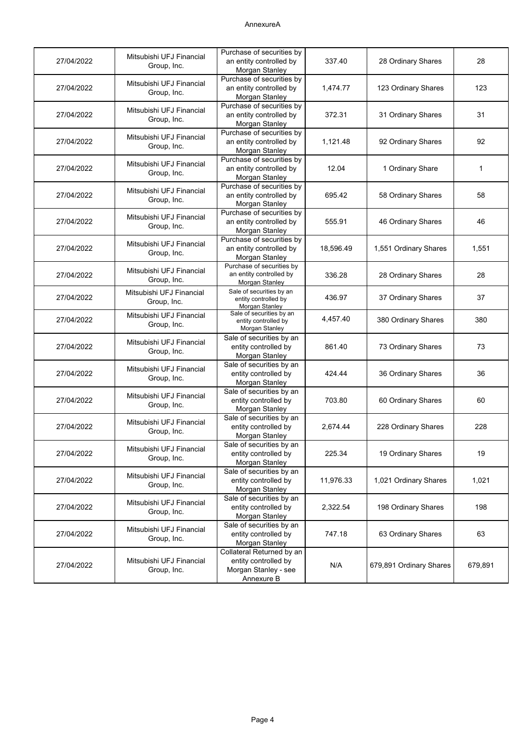AnnexureA

| | | | | | |
|---|---|---|---|---|---|
| 27/04/2022 | Mitsubishi UFJ Financial Group, Inc. | Purchase of securities by an entity controlled by Morgan Stanley | 337.40 | 28 Ordinary Shares | 28 |
| 27/04/2022 | Mitsubishi UFJ Financial Group, Inc. | Purchase of securities by an entity controlled by Morgan Stanley | 1,474.77 | 123 Ordinary Shares | 123 |
| 27/04/2022 | Mitsubishi UFJ Financial Group, Inc. | Purchase of securities by an entity controlled by Morgan Stanley | 372.31 | 31 Ordinary Shares | 31 |
| 27/04/2022 | Mitsubishi UFJ Financial Group, Inc. | Purchase of securities by an entity controlled by Morgan Stanley | 1,121.48 | 92 Ordinary Shares | 92 |
| 27/04/2022 | Mitsubishi UFJ Financial Group, Inc. | Purchase of securities by an entity controlled by Morgan Stanley | 12.04 | 1 Ordinary Share | 1 |
| 27/04/2022 | Mitsubishi UFJ Financial Group, Inc. | Purchase of securities by an entity controlled by Morgan Stanley | 695.42 | 58 Ordinary Shares | 58 |
| 27/04/2022 | Mitsubishi UFJ Financial Group, Inc. | Purchase of securities by an entity controlled by Morgan Stanley | 555.91 | 46 Ordinary Shares | 46 |
| 27/04/2022 | Mitsubishi UFJ Financial Group, Inc. | Purchase of securities by an entity controlled by Morgan Stanley | 18,596.49 | 1,551 Ordinary Shares | 1,551 |
| 27/04/2022 | Mitsubishi UFJ Financial Group, Inc. | Purchase of securities by an entity controlled by Morgan Stanley | 336.28 | 28 Ordinary Shares | 28 |
| 27/04/2022 | Mitsubishi UFJ Financial Group, Inc. | Sale of securities by an entity controlled by Morgan Stanley | 436.97 | 37 Ordinary Shares | 37 |
| 27/04/2022 | Mitsubishi UFJ Financial Group, Inc. | Sale of securities by an entity controlled by Morgan Stanley | 4,457.40 | 380 Ordinary Shares | 380 |
| 27/04/2022 | Mitsubishi UFJ Financial Group, Inc. | Sale of securities by an entity controlled by Morgan Stanley | 861.40 | 73 Ordinary Shares | 73 |
| 27/04/2022 | Mitsubishi UFJ Financial Group, Inc. | Sale of securities by an entity controlled by Morgan Stanley | 424.44 | 36 Ordinary Shares | 36 |
| 27/04/2022 | Mitsubishi UFJ Financial Group, Inc. | Sale of securities by an entity controlled by Morgan Stanley | 703.80 | 60 Ordinary Shares | 60 |
| 27/04/2022 | Mitsubishi UFJ Financial Group, Inc. | Sale of securities by an entity controlled by Morgan Stanley | 2,674.44 | 228 Ordinary Shares | 228 |
| 27/04/2022 | Mitsubishi UFJ Financial Group, Inc. | Sale of securities by an entity controlled by Morgan Stanley | 225.34 | 19 Ordinary Shares | 19 |
| 27/04/2022 | Mitsubishi UFJ Financial Group, Inc. | Sale of securities by an entity controlled by Morgan Stanley | 11,976.33 | 1,021 Ordinary Shares | 1,021 |
| 27/04/2022 | Mitsubishi UFJ Financial Group, Inc. | Sale of securities by an entity controlled by Morgan Stanley | 2,322.54 | 198 Ordinary Shares | 198 |
| 27/04/2022 | Mitsubishi UFJ Financial Group, Inc. | Sale of securities by an entity controlled by Morgan Stanley | 747.18 | 63 Ordinary Shares | 63 |
| 27/04/2022 | Mitsubishi UFJ Financial Group, Inc. | Collateral Returned by an entity controlled by Morgan Stanley - see Annexure B | N/A | 679,891 Ordinary Shares | 679,891 |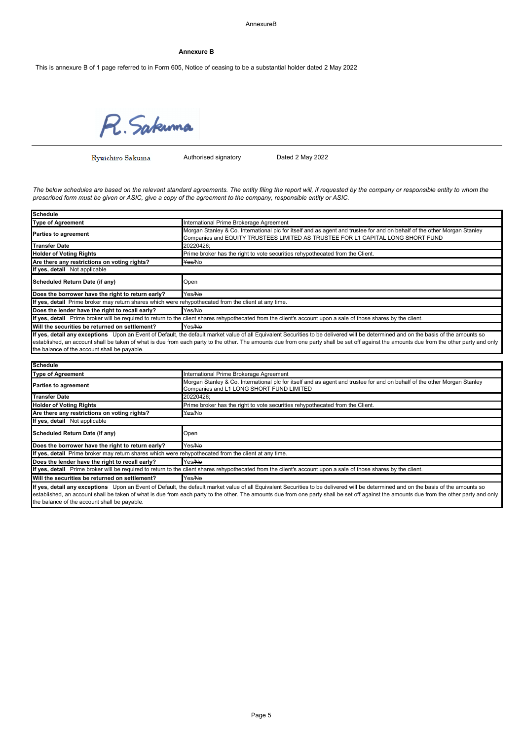AnnexureB

## Annexure B

This is annexure B of 1 page referred to in Form 605, Notice of ceasing to be a substantial holder dated 2 May 2022

R. Sakuma

| | | |
|---|---|---|
| Ryuichiro Sakuma | Authorised signatory | Dated 2 May 2022 |

*The below schedules are based on the relevant standard agreements. The entity filing the report will, if requested by the company or responsible entity to whom the prescribed form must be given or ASIC, give a copy of the agreement to the company, responsible entity or ASIC.*

| **Schedule** | |
|---|---|
| **Type of Agreement** | International Prime Brokerage Agreement |
| **Parties to agreement** | Morgan Stanley & Co. International plc for itself and as agent and trustee for and on behalf of the other Morgan Stanley Companies and EQUITY TRUSTEES LIMITED AS TRUSTEE FOR L1 CAPITAL LONG SHORT FUND |
| **Transfer Date** | 20220426; |
| **Holder of Voting Rights** | Prime broker has the right to vote securities rehypothecated from the Client. |
| **Are there any restrictions on voting rights?** | ~~Yes~~/No |
| **If yes, detail** Not applicable | |
| **Scheduled Return Date (if any)** | Open |
| **Does the borrower have the right to return early?** | Yes/~~No~~ |
| **If yes, detail** Prime broker may return shares which were rehypothecated from the client at any time. | |
| **Does the lender have the right to recall early?** | Yes/~~No~~ |
| **If yes, detail** Prime broker will be required to return to the client shares rehypothecated from the client's account upon a sale of those shares by the client. | |
| **Will the securities be returned on settlement?** | Yes/~~No~~ |
| **If yes, detail any exceptions** Upon an Event of Default, the default market value of all Equivalent Securities to be delivered will be determined and on the basis of the amounts so established, an account shall be taken of what is due from each party to the other. The amounts due from one party shall be set off against the amounts due from the other party and only the balance of the account shall be payable. | |

| **Schedule** | |
|---|---|
| **Type of Agreement** | International Prime Brokerage Agreement |
| **Parties to agreement** | Morgan Stanley & Co. International plc for itself and as agent and trustee for and on behalf of the other Morgan Stanley Companies and L1 LONG SHORT FUND LIMITED |
| **Transfer Date** | 20220426; |
| **Holder of Voting Rights** | Prime broker has the right to vote securities rehypothecated from the Client. |
| **Are there any restrictions on voting rights?** | ~~Yes~~/No |
| **If yes, detail** Not applicable | |
| **Scheduled Return Date (if any)** | Open |
| **Does the borrower have the right to return early?** | Yes/~~No~~ |
| **If yes, detail** Prime broker may return shares which were rehypothecated from the client at any time. | |
| **Does the lender have the right to recall early?** | Yes/~~No~~ |
| **If yes, detail** Prime broker will be required to return to the client shares rehypothecated from the client's account upon a sale of those shares by the client. | |
| **Will the securities be returned on settlement?** | Yes/~~No~~ |
| **If yes, detail any exceptions** Upon an Event of Default, the default market value of all Equivalent Securities to be delivered will be determined and on the basis of the amounts so established, an account shall be taken of what is due from each party to the other. The amounts due from one party shall be set off against the amounts due from the other party and only the balance of the account shall be payable. | |